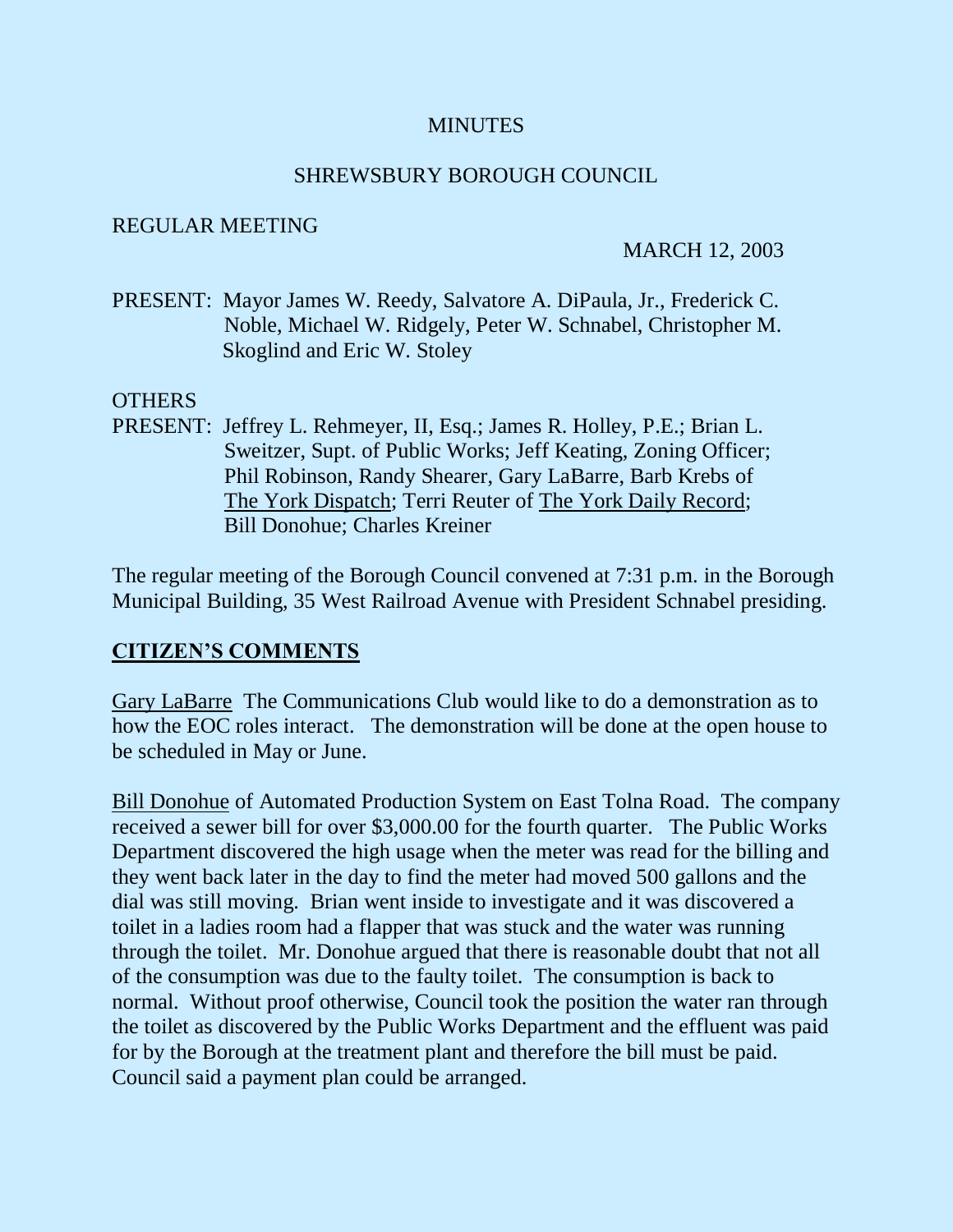# MINUTES

## SHREWSBURY BOROUGH COUNCIL

REGULAR MEETING

MARCH 12, 2003

PRESENT: Mayor James W. Reedy, Salvatore A. DiPaula, Jr., Frederick C. Noble, Michael W. Ridgely, Peter W. Schnabel, Christopher M. Skoglind and Eric W. Stoley

OTHERS PRESENT: Jeffrey L. Rehmeyer, II, Esq.; James R. Holley, P.E.; Brian L. Sweitzer, Supt. of Public Works; Jeff Keating, Zoning Officer; Phil Robinson, Randy Shearer, Gary LaBarre, Barb Krebs of The York Dispatch; Terri Reuter of The York Daily Record; Bill Donohue; Charles Kreiner

The regular meeting of the Borough Council convened at 7:31 p.m. in the Borough Municipal Building, 35 West Railroad Avenue with President Schnabel presiding.

## CITIZEN'S COMMENTS

Gary LaBarre The Communications Club would like to do a demonstration as to how the EOC roles interact. The demonstration will be done at the open house to be scheduled in May or June.

Bill Donohue of Automated Production System on East Tolna Road. The company received a sewer bill for over $3,000.00 for the fourth quarter. The Public Works Department discovered the high usage when the meter was read for the billing and they went back later in the day to find the meter had moved 500 gallons and the dial was still moving. Brian went inside to investigate and it was discovered a toilet in a ladies room had a flapper that was stuck and the water was running through the toilet. Mr. Donohue argued that there is reasonable doubt that not all of the consumption was due to the faulty toilet. The consumption is back to normal. Without proof otherwise, Council took the position the water ran through the toilet as discovered by the Public Works Department and the effluent was paid for by the Borough at the treatment plant and therefore the bill must be paid. Council said a payment plan could be arranged.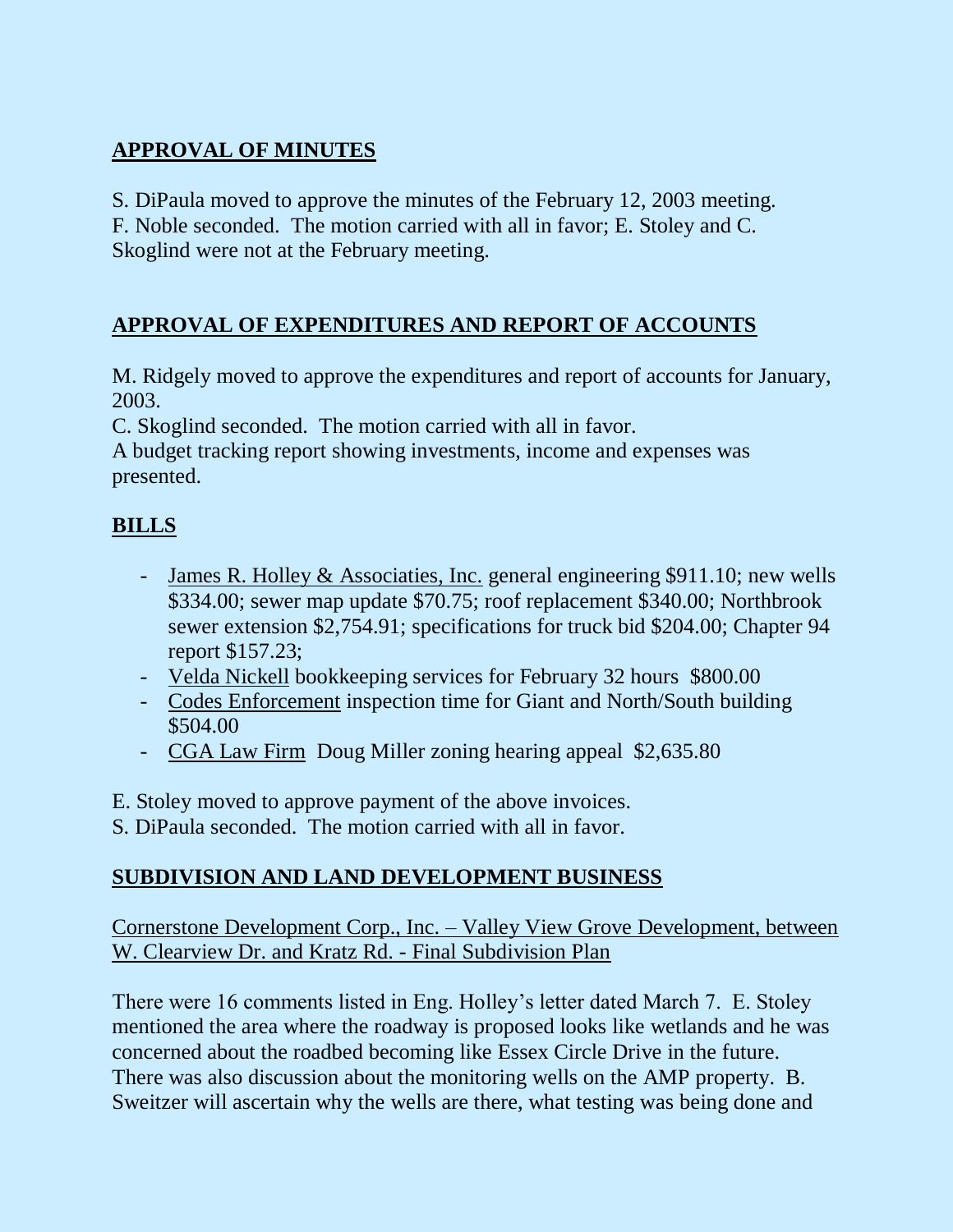## APPROVAL OF MINUTES

S. DiPaula moved to approve the minutes of the February 12, 2003 meeting.
F. Noble seconded. The motion carried with all in favor; E. Stoley and C. Skoglind were not at the February meeting.

## APPROVAL OF EXPENDITURES AND REPORT OF ACCOUNTS

M. Ridgely moved to approve the expenditures and report of accounts for January, 2003.
C. Skoglind seconded. The motion carried with all in favor.
A budget tracking report showing investments, income and expenses was presented.

## BILLS

- James R. Holley & Associaties, Inc. general engineering $911.10; new wells $334.00; sewer map update $70.75; roof replacement $340.00; Northbrook sewer extension $2,754.91; specifications for truck bid $204.00; Chapter 94 report $157.23;
- Velda Nickell bookkeeping services for February 32 hours $800.00
- Codes Enforcement inspection time for Giant and North/South building $504.00
- CGA Law Firm Doug Miller zoning hearing appeal $2,635.80

E. Stoley moved to approve payment of the above invoices.
S. DiPaula seconded. The motion carried with all in favor.

## SUBDIVISION AND LAND DEVELOPMENT BUSINESS

Cornerstone Development Corp., Inc. – Valley View Grove Development, between W. Clearview Dr. and Kratz Rd. - Final Subdivision Plan

There were 16 comments listed in Eng. Holley's letter dated March 7. E. Stoley mentioned the area where the roadway is proposed looks like wetlands and he was concerned about the roadbed becoming like Essex Circle Drive in the future. There was also discussion about the monitoring wells on the AMP property. B. Sweitzer will ascertain why the wells are there, what testing was being done and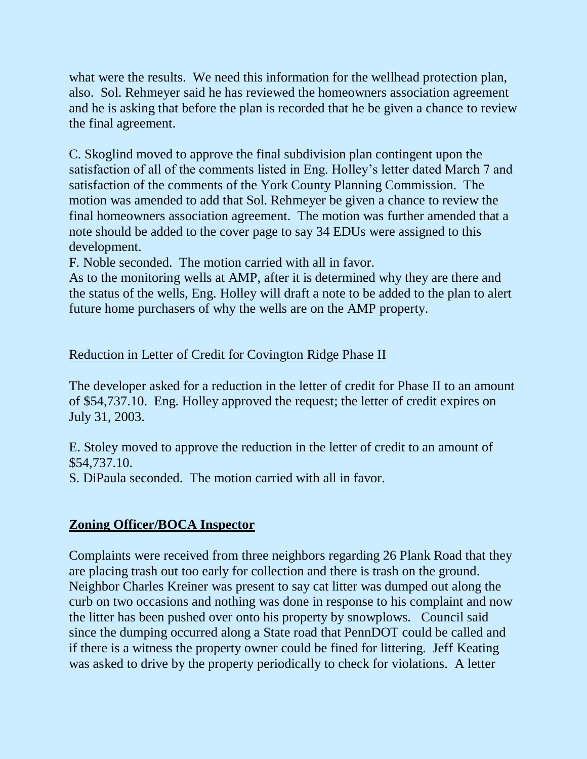what were the results. We need this information for the wellhead protection plan, also. Sol. Rehmeyer said he has reviewed the homeowners association agreement and he is asking that before the plan is recorded that he be given a chance to review the final agreement.

C. Skoglind moved to approve the final subdivision plan contingent upon the satisfaction of all of the comments listed in Eng. Holley's letter dated March 7 and satisfaction of the comments of the York County Planning Commission. The motion was amended to add that Sol. Rehmeyer be given a chance to review the final homeowners association agreement. The motion was further amended that a note should be added to the cover page to say 34 EDUs were assigned to this development.
F. Noble seconded. The motion carried with all in favor.
As to the monitoring wells at AMP, after it is determined why they are there and the status of the wells, Eng. Holley will draft a note to be added to the plan to alert future home purchasers of why the wells are on the AMP property.

Reduction in Letter of Credit for Covington Ridge Phase II

The developer asked for a reduction in the letter of credit for Phase II to an amount of $54,737.10. Eng. Holley approved the request; the letter of credit expires on July 31, 2003.

E. Stoley moved to approve the reduction in the letter of credit to an amount of $54,737.10.
S. DiPaula seconded. The motion carried with all in favor.

## Zoning Officer/BOCA Inspector

Complaints were received from three neighbors regarding 26 Plank Road that they are placing trash out too early for collection and there is trash on the ground. Neighbor Charles Kreiner was present to say cat litter was dumped out along the curb on two occasions and nothing was done in response to his complaint and now the litter has been pushed over onto his property by snowplows. Council said since the dumping occurred along a State road that PennDOT could be called and if there is a witness the property owner could be fined for littering. Jeff Keating was asked to drive by the property periodically to check for violations. A letter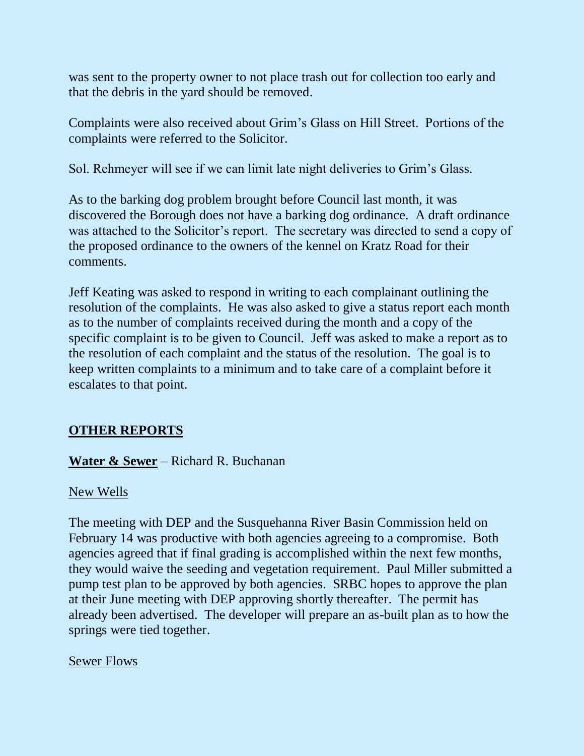was sent to the property owner to not place trash out for collection too early and that the debris in the yard should be removed.

Complaints were also received about Grim's Glass on Hill Street. Portions of the complaints were referred to the Solicitor.

Sol. Rehmeyer will see if we can limit late night deliveries to Grim's Glass.

As to the barking dog problem brought before Council last month, it was discovered the Borough does not have a barking dog ordinance. A draft ordinance was attached to the Solicitor's report. The secretary was directed to send a copy of the proposed ordinance to the owners of the kennel on Kratz Road for their comments.

Jeff Keating was asked to respond in writing to each complainant outlining the resolution of the complaints. He was also asked to give a status report each month as to the number of complaints received during the month and a copy of the specific complaint is to be given to Council. Jeff was asked to make a report as to the resolution of each complaint and the status of the resolution. The goal is to keep written complaints to a minimum and to take care of a complaint before it escalates to that point.

## OTHER REPORTS

**Water & Sewer** – Richard R. Buchanan

New Wells

The meeting with DEP and the Susquehanna River Basin Commission held on February 14 was productive with both agencies agreeing to a compromise. Both agencies agreed that if final grading is accomplished within the next few months, they would waive the seeding and vegetation requirement. Paul Miller submitted a pump test plan to be approved by both agencies. SRBC hopes to approve the plan at their June meeting with DEP approving shortly thereafter. The permit has already been advertised. The developer will prepare an as-built plan as to how the springs were tied together.

Sewer Flows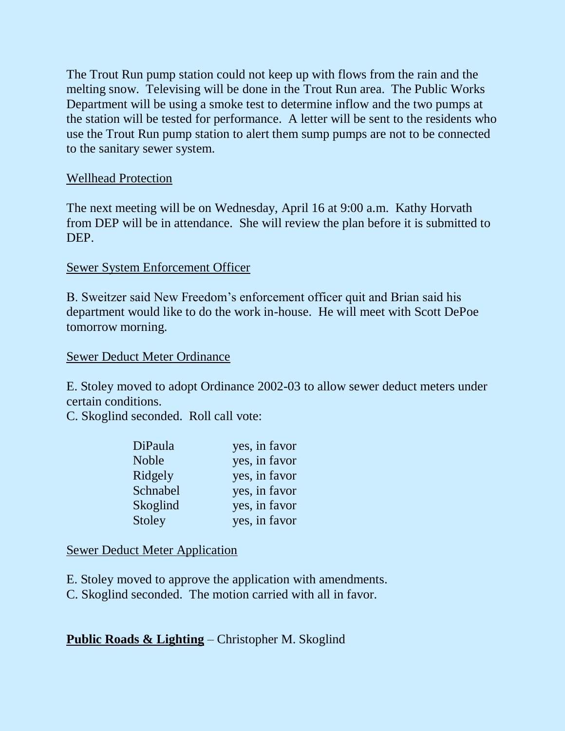The Trout Run pump station could not keep up with flows from the rain and the melting snow. Televising will be done in the Trout Run area. The Public Works Department will be using a smoke test to determine inflow and the two pumps at the station will be tested for performance. A letter will be sent to the residents who use the Trout Run pump station to alert them sump pumps are not to be connected to the sanitary sewer system.

Wellhead Protection

The next meeting will be on Wednesday, April 16 at 9:00 a.m. Kathy Horvath from DEP will be in attendance. She will review the plan before it is submitted to DEP.

Sewer System Enforcement Officer

B. Sweitzer said New Freedom's enforcement officer quit and Brian said his department would like to do the work in-house. He will meet with Scott DePoe tomorrow morning.

Sewer Deduct Meter Ordinance

E. Stoley moved to adopt Ordinance 2002-03 to allow sewer deduct meters under certain conditions.
C. Skoglind seconded. Roll call vote:

| | |
|---|---|
| DiPaula | yes, in favor |
| Noble | yes, in favor |
| Ridgely | yes, in favor |
| Schnabel | yes, in favor |
| Skoglind | yes, in favor |
| Stoley | yes, in favor |

Sewer Deduct Meter Application

E. Stoley moved to approve the application with amendments.
C. Skoglind seconded. The motion carried with all in favor.

**Public Roads & Lighting** – Christopher M. Skoglind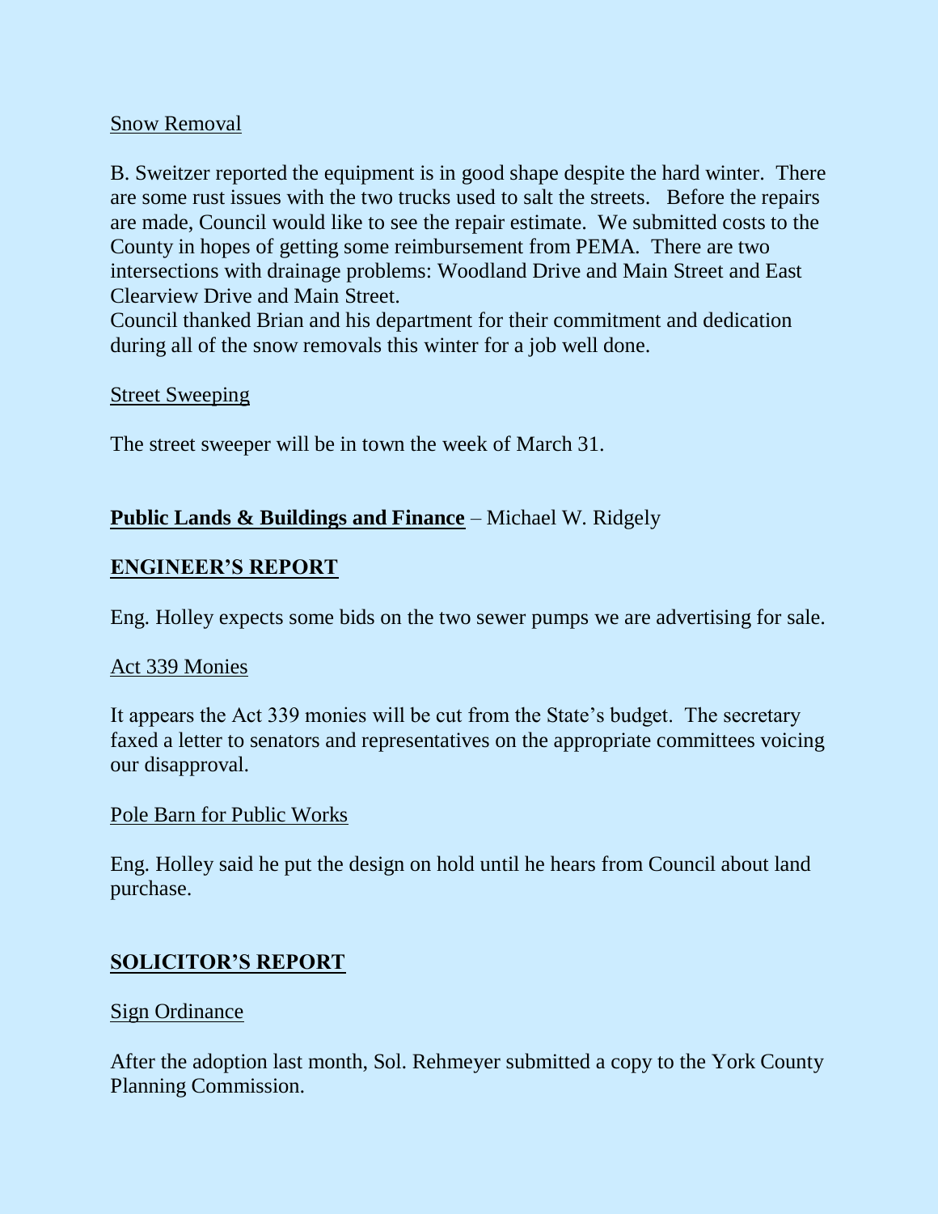Snow Removal

B. Sweitzer reported the equipment is in good shape despite the hard winter. There are some rust issues with the two trucks used to salt the streets. Before the repairs are made, Council would like to see the repair estimate. We submitted costs to the County in hopes of getting some reimbursement from PEMA. There are two intersections with drainage problems: Woodland Drive and Main Street and East Clearview Drive and Main Street.

Council thanked Brian and his department for their commitment and dedication during all of the snow removals this winter for a job well done.

Street Sweeping

The street sweeper will be in town the week of March 31.

**Public Lands & Buildings and Finance** – Michael W. Ridgely

## ENGINEER'S REPORT

Eng. Holley expects some bids on the two sewer pumps we are advertising for sale.

Act 339 Monies

It appears the Act 339 monies will be cut from the State's budget. The secretary faxed a letter to senators and representatives on the appropriate committees voicing our disapproval.

Pole Barn for Public Works

Eng. Holley said he put the design on hold until he hears from Council about land purchase.

## SOLICITOR'S REPORT

Sign Ordinance

After the adoption last month, Sol. Rehmeyer submitted a copy to the York County Planning Commission.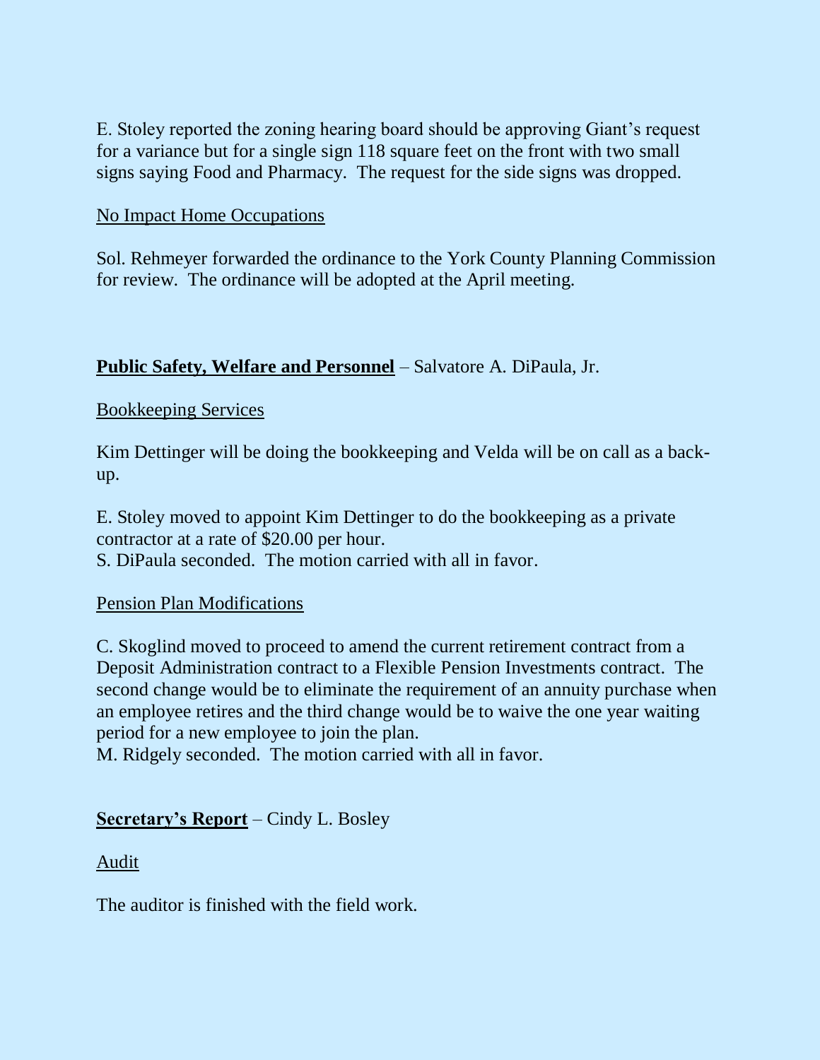E. Stoley reported the zoning hearing board should be approving Giant's request for a variance but for a single sign 118 square feet on the front with two small signs saying Food and Pharmacy. The request for the side signs was dropped.

No Impact Home Occupations

Sol. Rehmeyer forwarded the ordinance to the York County Planning Commission for review. The ordinance will be adopted at the April meeting.

**Public Safety, Welfare and Personnel** – Salvatore A. DiPaula, Jr.

Bookkeeping Services

Kim Dettinger will be doing the bookkeeping and Velda will be on call as a back-up.

E. Stoley moved to appoint Kim Dettinger to do the bookkeeping as a private contractor at a rate of $20.00 per hour.
S. DiPaula seconded. The motion carried with all in favor.

Pension Plan Modifications

C. Skoglind moved to proceed to amend the current retirement contract from a Deposit Administration contract to a Flexible Pension Investments contract. The second change would be to eliminate the requirement of an annuity purchase when an employee retires and the third change would be to waive the one year waiting period for a new employee to join the plan.
M. Ridgely seconded. The motion carried with all in favor.

**Secretary's Report** – Cindy L. Bosley

Audit

The auditor is finished with the field work.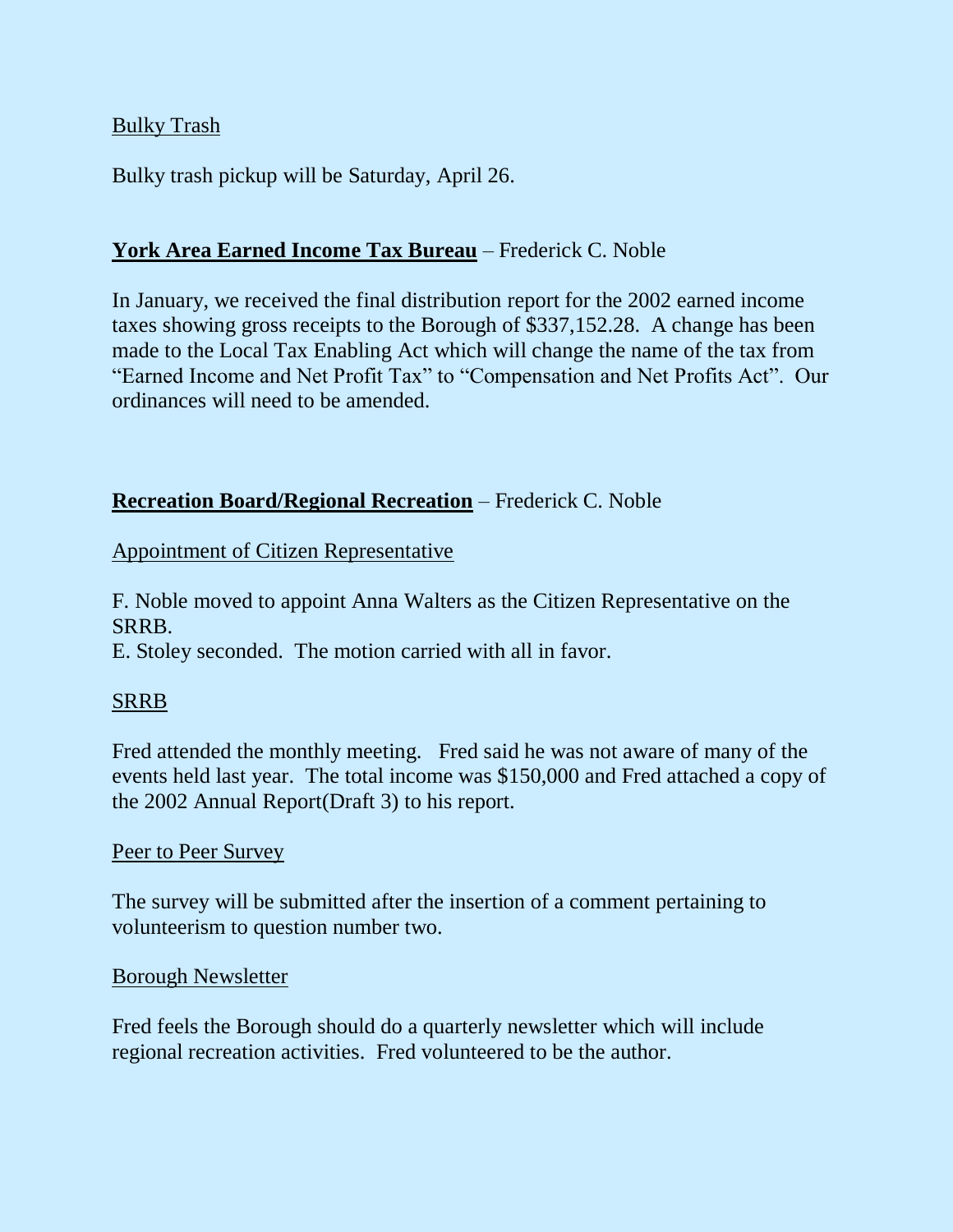Bulky Trash

Bulky trash pickup will be Saturday, April 26.

**York Area Earned Income Tax Bureau** – Frederick C. Noble

In January, we received the final distribution report for the 2002 earned income taxes showing gross receipts to the Borough of $337,152.28. A change has been made to the Local Tax Enabling Act which will change the name of the tax from "Earned Income and Net Profit Tax" to "Compensation and Net Profits Act". Our ordinances will need to be amended.

**Recreation Board/Regional Recreation** – Frederick C. Noble

Appointment of Citizen Representative

F. Noble moved to appoint Anna Walters as the Citizen Representative on the SRRB.
E. Stoley seconded. The motion carried with all in favor.

SRRB

Fred attended the monthly meeting. Fred said he was not aware of many of the events held last year. The total income was $150,000 and Fred attached a copy of the 2002 Annual Report(Draft 3) to his report.

Peer to Peer Survey

The survey will be submitted after the insertion of a comment pertaining to volunteerism to question number two.

Borough Newsletter

Fred feels the Borough should do a quarterly newsletter which will include regional recreation activities. Fred volunteered to be the author.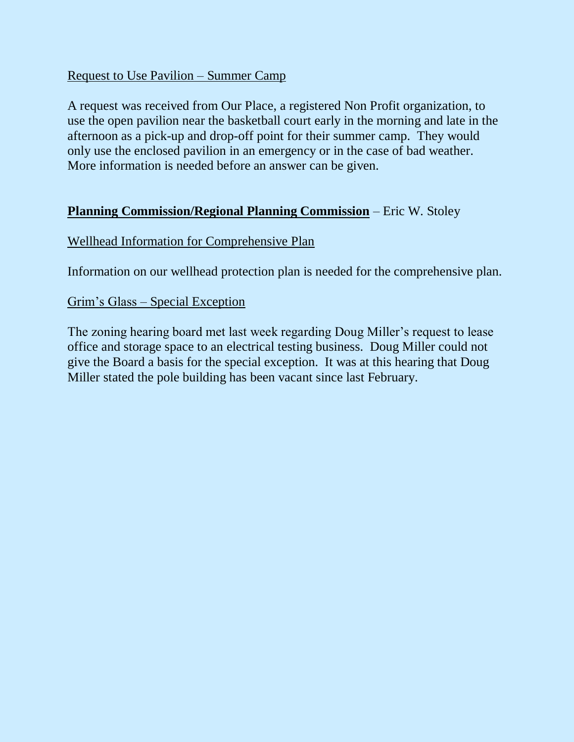Request to Use Pavilion – Summer Camp

A request was received from Our Place, a registered Non Profit organization, to use the open pavilion near the basketball court early in the morning and late in the afternoon as a pick-up and drop-off point for their summer camp. They would only use the enclosed pavilion in an emergency or in the case of bad weather. More information is needed before an answer can be given.

**Planning Commission/Regional Planning Commission** – Eric W. Stoley

Wellhead Information for Comprehensive Plan

Information on our wellhead protection plan is needed for the comprehensive plan.

Grim's Glass – Special Exception

The zoning hearing board met last week regarding Doug Miller's request to lease office and storage space to an electrical testing business. Doug Miller could not give the Board a basis for the special exception. It was at this hearing that Doug Miller stated the pole building has been vacant since last February.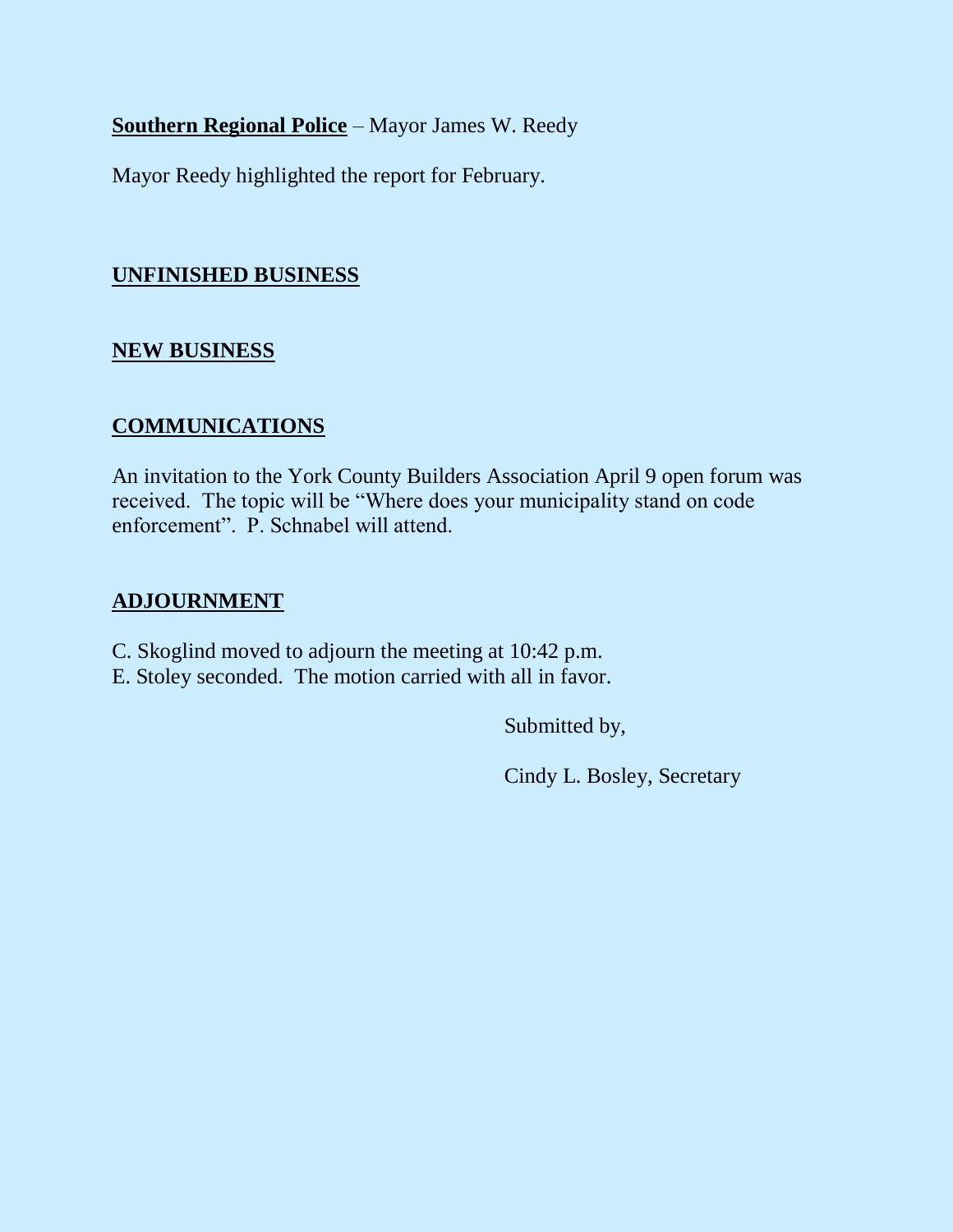**Southern Regional Police** – Mayor James W. Reedy

Mayor Reedy highlighted the report for February.

## UNFINISHED BUSINESS

## NEW BUSINESS

## COMMUNICATIONS

An invitation to the York County Builders Association April 9 open forum was received. The topic will be "Where does your municipality stand on code enforcement". P. Schnabel will attend.

## ADJOURNMENT

C. Skoglind moved to adjourn the meeting at 10:42 p.m.
E. Stoley seconded. The motion carried with all in favor.

Submitted by,

Cindy L. Bosley, Secretary